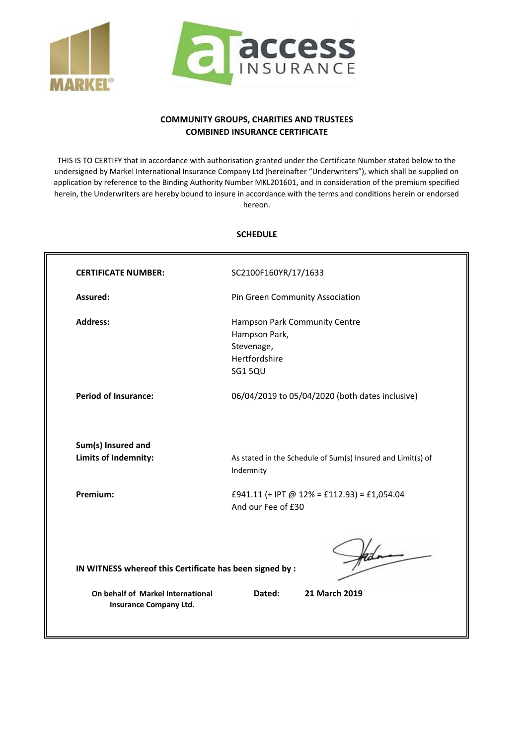MARKEL

access INSURANCE

## COMMUNITY GROUPS, CHARITIES AND TRUSTEES COMBINED INSURANCE CERTIFICATE

THIS IS TO CERTIFY that in accordance with authorisation granted under the Certificate Number stated below to the undersigned by Markel International Insurance Company Ltd (hereinafter "Underwriters"), which shall be supplied on application by reference to the Binding Authority Number MKL201601, and in consideration of the premium specified herein, the Underwriters are hereby bound to insure in accordance with the terms and conditions herein or endorsed hereon.

### SCHEDULE

| | |
|---|---|
| **CERTIFICATE NUMBER:** | SC2100F160YR/17/1633 |
| **Assured:** | Pin Green Community Association |
| **Address:** | Hampson Park Community Centre<br>Hampson Park,<br>Stevenage,<br>Hertfordshire<br>SG1 5QU |
| **Period of Insurance:** | 06/04/2019 to 05/04/2020 (both dates inclusive) |
| **Sum(s) Insured and Limits of Indemnity:** | As stated in the Schedule of Sum(s) Insured and Limit(s) of Indemnity |
| **Premium:** | £941.11 (+ IPT @ 12% = £112.93) = £1,054.04<br>And our Fee of £30 |

**IN WITNESS whereof this Certificate has been signed by :**

**On behalf of Markel International Insurance Company Ltd.**

**Dated: 21 March 2019**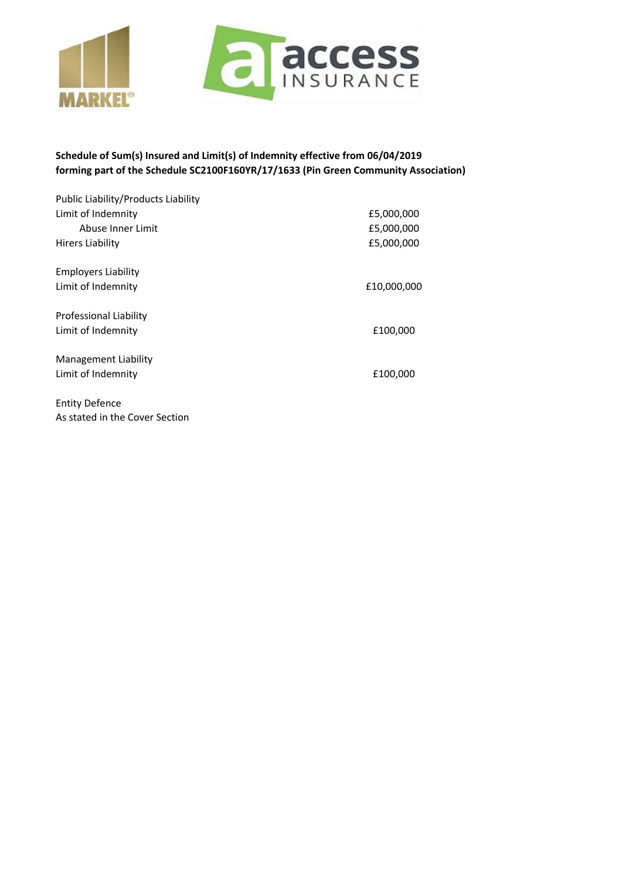**Schedule of Sum(s) Insured and Limit(s) of Indemnity effective from 06/04/2019**
**forming part of the Schedule SC2100F160YR/17/1633 (Pin Green Community Association)**

| | |
|---|---|
| Public Liability/Products Liability | |
| Limit of Indemnity | £5,000,000 |
| Abuse Inner Limit | £5,000,000 |
| Hirers Liability | £5,000,000 |
| | |
| Employers Liability | |
| Limit of Indemnity | £10,000,000 |
| | |
| Professional Liability | |
| Limit of Indemnity | £100,000 |
| | |
| Management Liability | |
| Limit of Indemnity | £100,000 |

Entity Defence
As stated in the Cover Section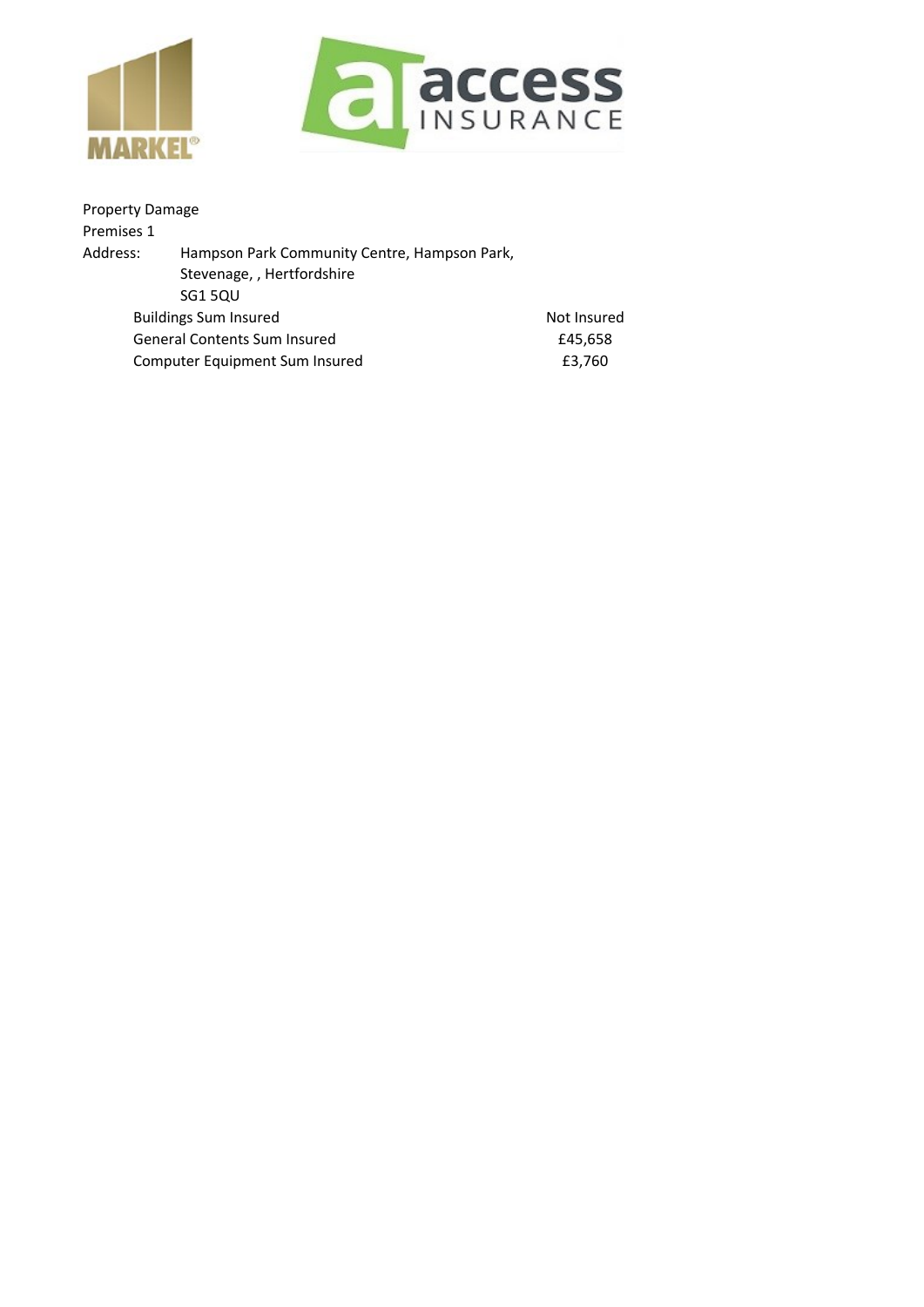Property Damage

Premises 1

Address: Hampson Park Community Centre, Hampson Park, Stevenage, , Hertfordshire SG1 5QU

| | |
|---|---|
| Buildings Sum Insured | Not Insured |
| General Contents Sum Insured | £45,658 |
| Computer Equipment Sum Insured | £3,760 |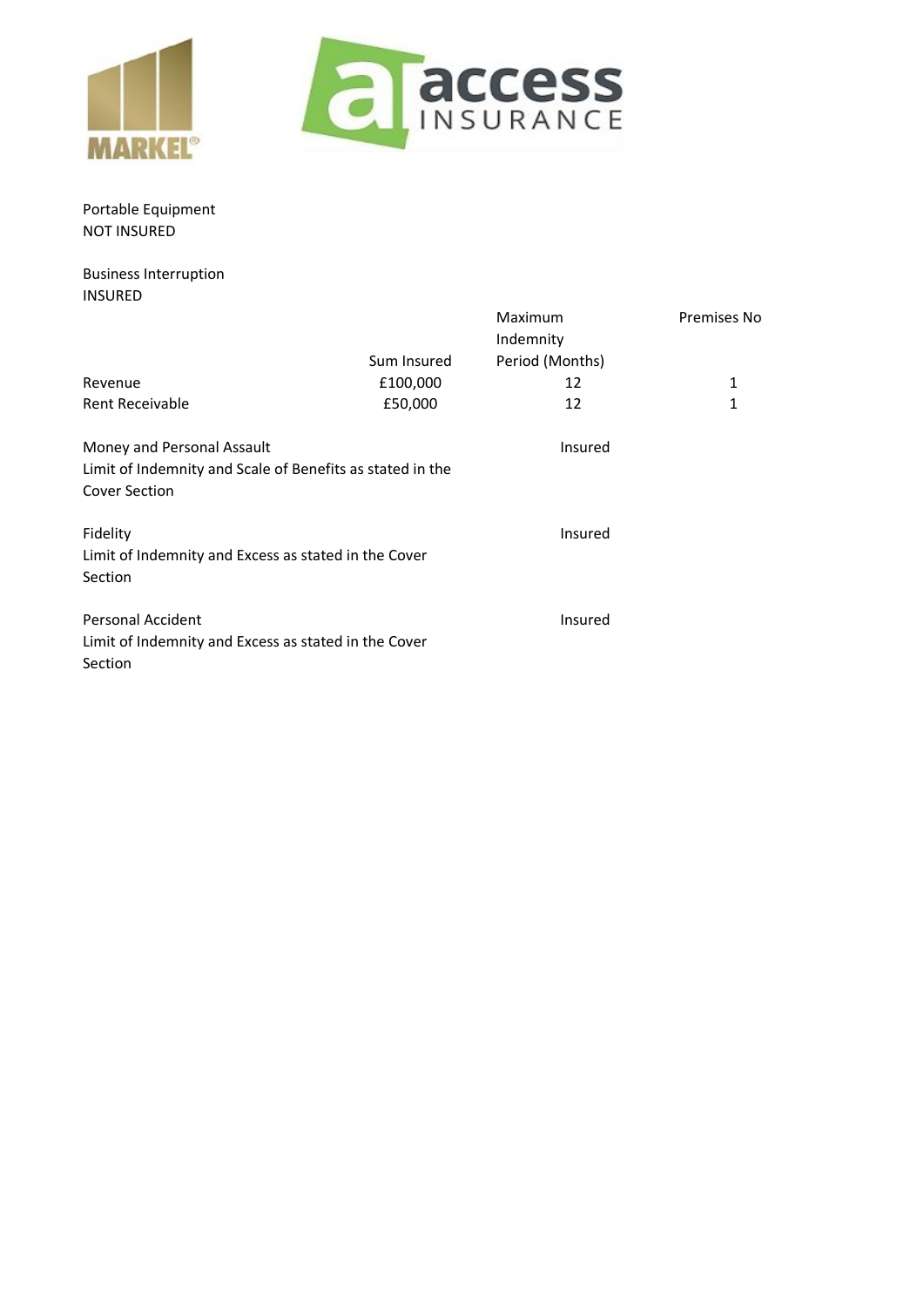Portable Equipment
NOT INSURED

Business Interruption
INSURED

| | Sum Insured | Maximum Indemnity Period (Months) | Premises No |
|---|---|---|---|
| Revenue | £100,000 | 12 | 1 |
| Rent Receivable | £50,000 | 12 | 1 |

Money and Personal Assault — Insured
Limit of Indemnity and Scale of Benefits as stated in the Cover Section

Fidelity — Insured
Limit of Indemnity and Excess as stated in the Cover Section

Personal Accident — Insured
Limit of Indemnity and Excess as stated in the Cover Section